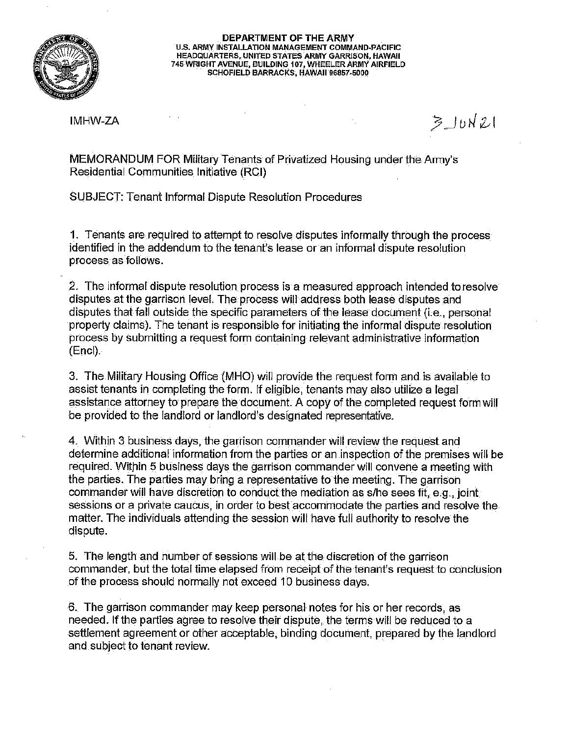**DEPARTMENT OF THE ARMY**
**U.S. ARMY INSTALLATION MANAGEMENT COMMAND-PACIFIC**
**HEADQUARTERS, UNITED STATES ARMY GARRISON, HAWAII**
**745 WRIGHT AVENUE, BUILDING 107, WHEELER ARMY AIRFIELD**
**SCHOFIELD BARRACKS, HAWAII 96857-5000**

IMHW-ZA

3 JUN 21

MEMORANDUM FOR Military Tenants of Privatized Housing under the Army's Residential Communities Initiative (RCI)

SUBJECT: Tenant Informal Dispute Resolution Procedures

1. Tenants are required to attempt to resolve disputes informally through the process identified in the addendum to the tenant's lease or an informal dispute resolution process as follows.

2. The informal dispute resolution process is a measured approach intended to resolve disputes at the garrison level. The process will address both lease disputes and disputes that fall outside the specific parameters of the lease document (i.e., personal property claims). The tenant is responsible for initiating the informal dispute resolution process by submitting a request form containing relevant administrative information (Encl).

3. The Military Housing Office (MHO) will provide the request form and is available to assist tenants in completing the form. If eligible, tenants may also utilize a legal assistance attorney to prepare the document. A copy of the completed request form will be provided to the landlord or landlord's designated representative.

4. Within 3 business days, the garrison commander will review the request and determine additional information from the parties or an inspection of the premises will be required. Within 5 business days the garrison commander will convene a meeting with the parties. The parties may bring a representative to the meeting. The garrison commander will have discretion to conduct the mediation as s/he sees fit, e.g., joint sessions or a private caucus, in order to best accommodate the parties and resolve the matter. The individuals attending the session will have full authority to resolve the dispute.

5. The length and number of sessions will be at the discretion of the garrison commander, but the total time elapsed from receipt of the tenant's request to conclusion of the process should normally not exceed 10 business days.

6. The garrison commander may keep personal notes for his or her records, as needed. If the parties agree to resolve their dispute, the terms will be reduced to a settlement agreement or other acceptable, binding document, prepared by the landlord and subject to tenant review.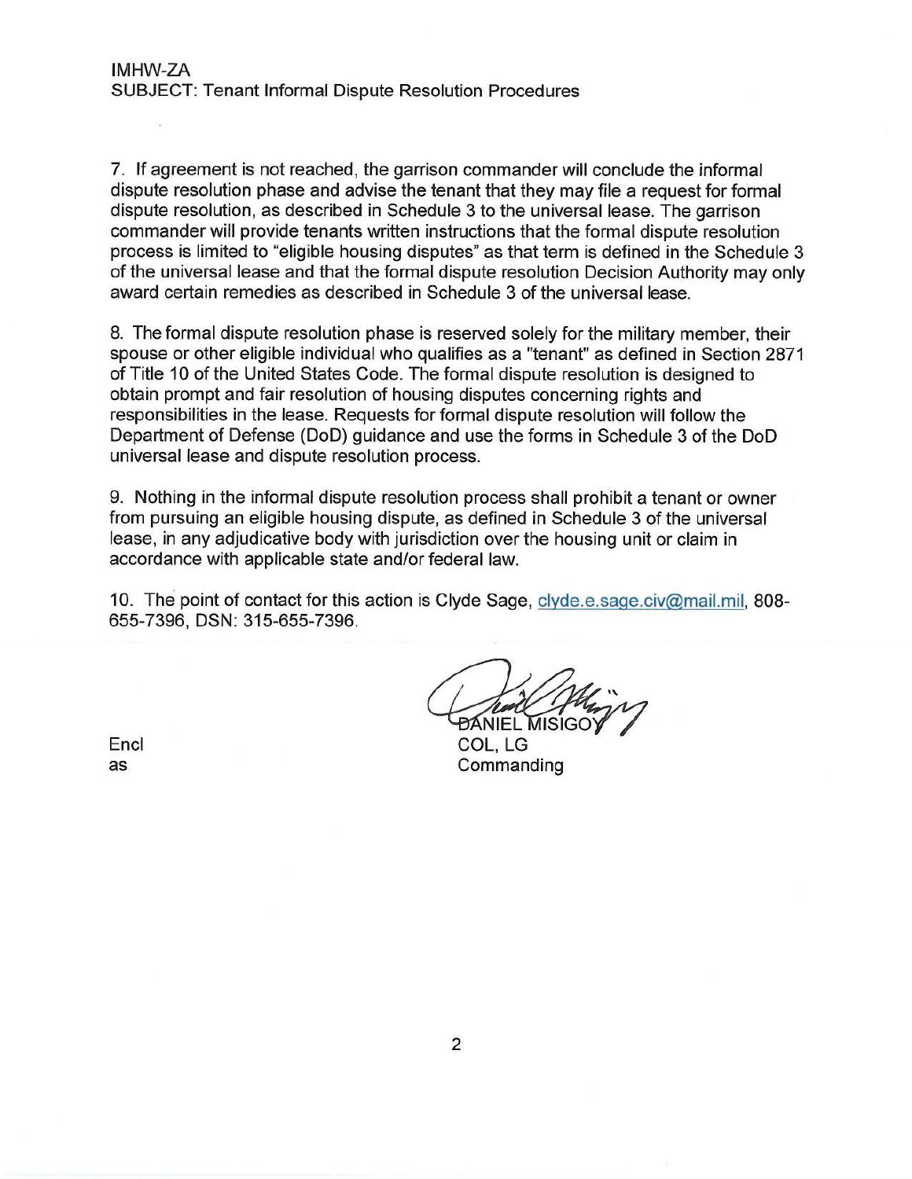IMHW-ZA
SUBJECT: Tenant Informal Dispute Resolution Procedures

7. If agreement is not reached, the garrison commander will conclude the informal dispute resolution phase and advise the tenant that they may file a request for formal dispute resolution, as described in Schedule 3 to the universal lease. The garrison commander will provide tenants written instructions that the formal dispute resolution process is limited to "eligible housing disputes" as that term is defined in the Schedule 3 of the universal lease and that the formal dispute resolution Decision Authority may only award certain remedies as described in Schedule 3 of the universal lease.

8. The formal dispute resolution phase is reserved solely for the military member, their spouse or other eligible individual who qualifies as a "tenant" as defined in Section 2871 of Title 10 of the United States Code. The formal dispute resolution is designed to obtain prompt and fair resolution of housing disputes concerning rights and responsibilities in the lease. Requests for formal dispute resolution will follow the Department of Defense (DoD) guidance and use the forms in Schedule 3 of the DoD universal lease and dispute resolution process.

9. Nothing in the informal dispute resolution process shall prohibit a tenant or owner from pursuing an eligible housing dispute, as defined in Schedule 3 of the universal lease, in any adjudicative body with jurisdiction over the housing unit or claim in accordance with applicable state and/or federal law.

10. The point of contact for this action is Clyde Sage, clyde.e.sage.civ@mail.mil, 808-655-7396, DSN: 315-655-7396.

DANIEL MISIGOY
COL, LG
Commanding

Encl
as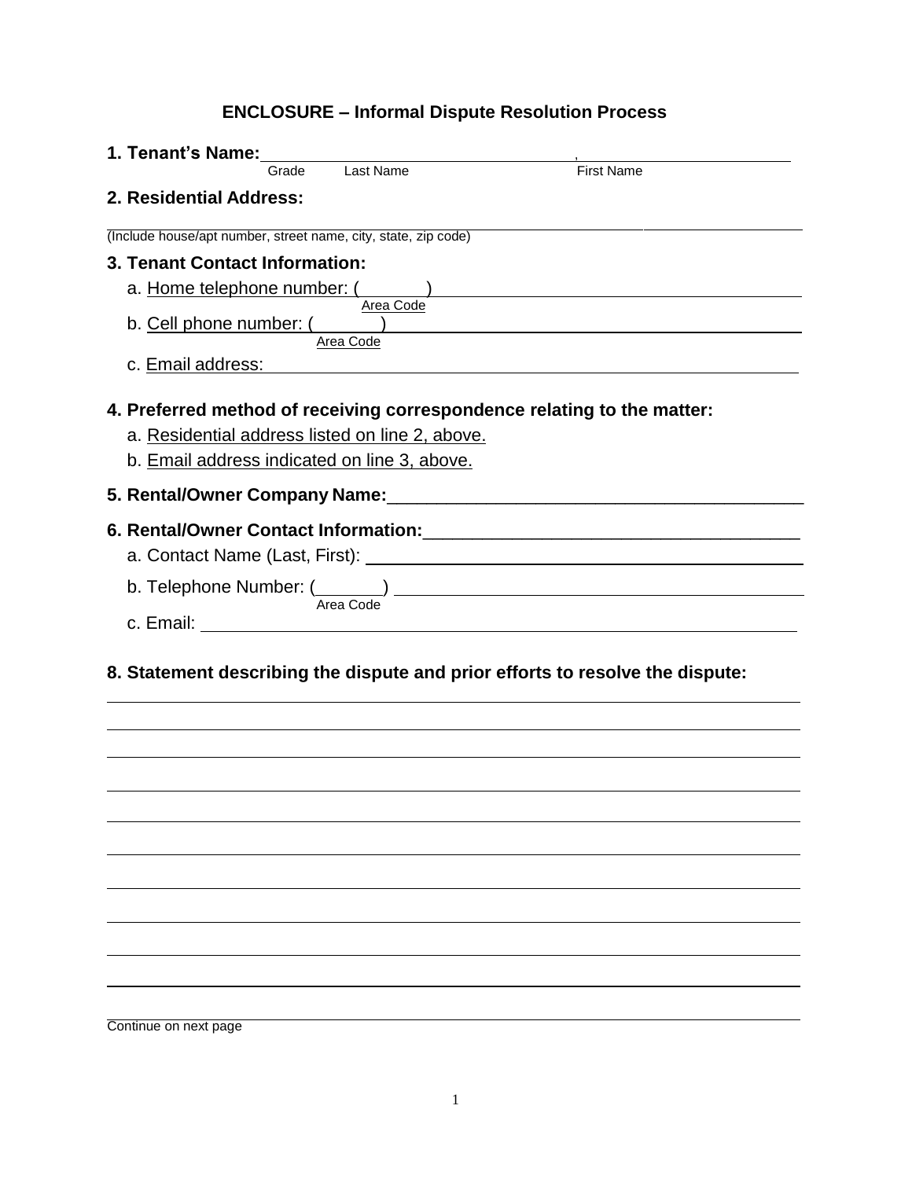## ENCLOSURE – Informal Dispute Resolution Process

**1. Tenant's Name:** ______________________________, ______________________
Grade Last Name First Name

**2. Residential Address:**

_____________________________________________________________________
(Include house/apt number, street name, city, state, zip code)

**3. Tenant Contact Information:**

a. Home telephone number: (______) ______________________________
Area Code

b. Cell phone number: (______) ______________________________
Area Code

c. Email address: ______________________________________________

**4. Preferred method of receiving correspondence relating to the matter:**

a. Residential address listed on line 2, above.

b. Email address indicated on line 3, above.

**5. Rental/Owner Company Name:**___________________________________________

**6. Rental/Owner Contact Information:**______________________________________

a. Contact Name (Last, First): ______________________________________

b. Telephone Number: (______) ______________________________
Area Code

c. Email: ______________________________________________

**8. Statement describing the dispute and prior efforts to resolve the dispute:**

_____________________________________________________________________

_____________________________________________________________________

_____________________________________________________________________

_____________________________________________________________________

_____________________________________________________________________

_____________________________________________________________________

_____________________________________________________________________

_____________________________________________________________________

_____________________________________________________________________

_____________________________________________________________________

_____________________________________________________________________

Continue on next page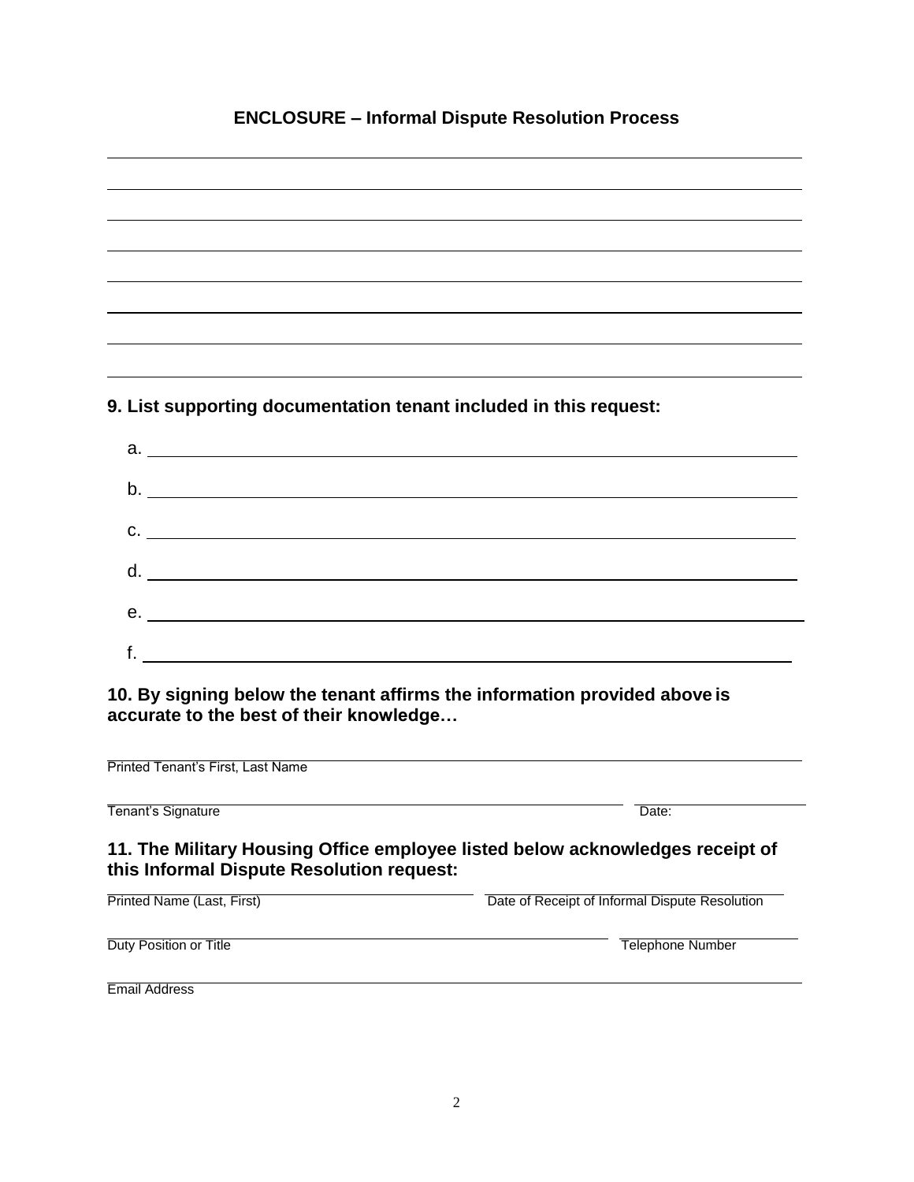## ENCLOSURE – Informal Dispute Resolution Process

**9. List supporting documentation tenant included in this request:**

a. \_\_\_\_\_\_\_\_\_\_\_\_\_\_\_\_\_\_\_\_\_\_\_\_\_\_\_\_\_\_\_\_

b. \_\_\_\_\_\_\_\_\_\_\_\_\_\_\_\_\_\_\_\_\_\_\_\_\_\_\_\_\_\_\_\_

c. \_\_\_\_\_\_\_\_\_\_\_\_\_\_\_\_\_\_\_\_\_\_\_\_\_\_\_\_\_\_\_\_

d. \_\_\_\_\_\_\_\_\_\_\_\_\_\_\_\_\_\_\_\_\_\_\_\_\_\_\_\_\_\_\_\_

e. \_\_\_\_\_\_\_\_\_\_\_\_\_\_\_\_\_\_\_\_\_\_\_\_\_\_\_\_\_\_\_\_

f. \_\_\_\_\_\_\_\_\_\_\_\_\_\_\_\_\_\_\_\_\_\_\_\_\_\_\_\_\_\_\_\_

**10. By signing below the tenant affirms the information provided above is accurate to the best of their knowledge…**

Printed Tenant's First, Last Name

Tenant's Signature

Date:

**11. The Military Housing Office employee listed below acknowledges receipt of this Informal Dispute Resolution request:**

Printed Name (Last, First)

Date of Receipt of Informal Dispute Resolution

Duty Position or Title

Telephone Number

Email Address